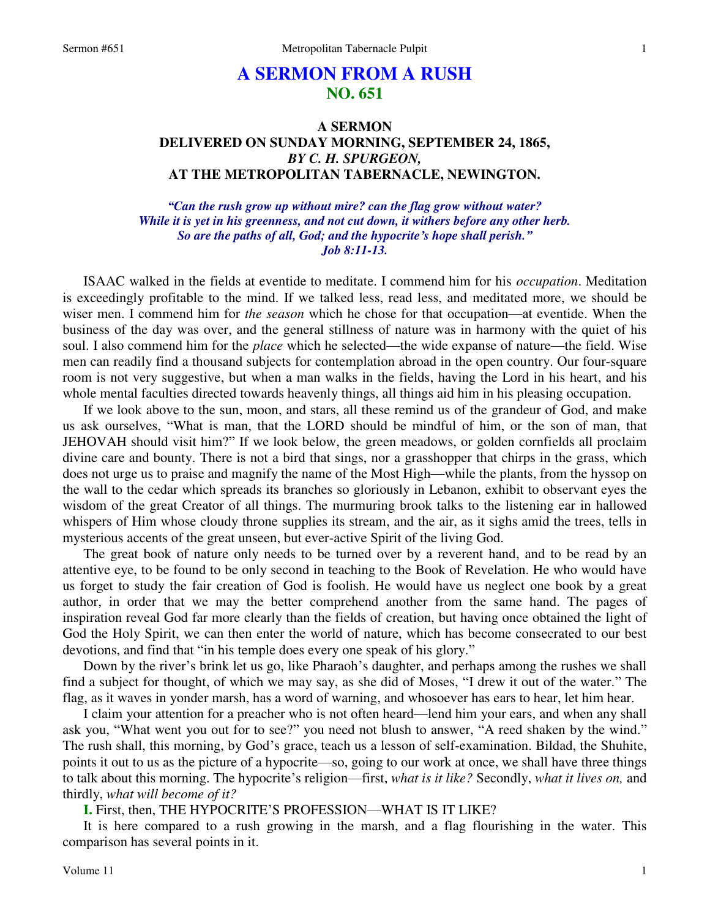# A SERMON FROM A RUSH
## NO. 651

### A SERMON
### DELIVERED ON SUNDAY MORNING, SEPTEMBER 24, 1865,
### *BY C. H. SPURGEON,*
### AT THE METROPOLITAN TABERNACLE, NEWINGTON.

*"Can the rush grow up without mire? can the flag grow without water?*
*While it is yet in his greenness, and not cut down, it withers before any other herb.*
*So are the paths of all, God; and the hypocrite's hope shall perish."*
*Job 8:11-13.*

ISAAC walked in the fields at eventide to meditate. I commend him for his *occupation*. Meditation is exceedingly profitable to the mind. If we talked less, read less, and meditated more, we should be wiser men. I commend him for *the season* which he chose for that occupation—at eventide. When the business of the day was over, and the general stillness of nature was in harmony with the quiet of his soul. I also commend him for the *place* which he selected—the wide expanse of nature—the field. Wise men can readily find a thousand subjects for contemplation abroad in the open country. Our four-square room is not very suggestive, but when a man walks in the fields, having the Lord in his heart, and his whole mental faculties directed towards heavenly things, all things aid him in his pleasing occupation.

If we look above to the sun, moon, and stars, all these remind us of the grandeur of God, and make us ask ourselves, "What is man, that the LORD should be mindful of him, or the son of man, that JEHOVAH should visit him?" If we look below, the green meadows, or golden cornfields all proclaim divine care and bounty. There is not a bird that sings, nor a grasshopper that chirps in the grass, which does not urge us to praise and magnify the name of the Most High—while the plants, from the hyssop on the wall to the cedar which spreads its branches so gloriously in Lebanon, exhibit to observant eyes the wisdom of the great Creator of all things. The murmuring brook talks to the listening ear in hallowed whispers of Him whose cloudy throne supplies its stream, and the air, as it sighs amid the trees, tells in mysterious accents of the great unseen, but ever-active Spirit of the living God.

The great book of nature only needs to be turned over by a reverent hand, and to be read by an attentive eye, to be found to be only second in teaching to the Book of Revelation. He who would have us forget to study the fair creation of God is foolish. He would have us neglect one book by a great author, in order that we may the better comprehend another from the same hand. The pages of inspiration reveal God far more clearly than the fields of creation, but having once obtained the light of God the Holy Spirit, we can then enter the world of nature, which has become consecrated to our best devotions, and find that "in his temple does every one speak of his glory."

Down by the river's brink let us go, like Pharaoh's daughter, and perhaps among the rushes we shall find a subject for thought, of which we may say, as she did of Moses, "I drew it out of the water." The flag, as it waves in yonder marsh, has a word of warning, and whosoever has ears to hear, let him hear.

I claim your attention for a preacher who is not often heard—lend him your ears, and when any shall ask you, "What went you out for to see?" you need not blush to answer, "A reed shaken by the wind." The rush shall, this morning, by God's grace, teach us a lesson of self-examination. Bildad, the Shuhite, points it out to us as the picture of a hypocrite—so, going to our work at once, we shall have three things to talk about this morning. The hypocrite's religion—first, *what is it like?* Secondly, *what it lives on,* and thirdly, *what will become of it?*

**I.** First, then, THE HYPOCRITE'S PROFESSION—WHAT IS IT LIKE?

It is here compared to a rush growing in the marsh, and a flag flourishing in the water. This comparison has several points in it.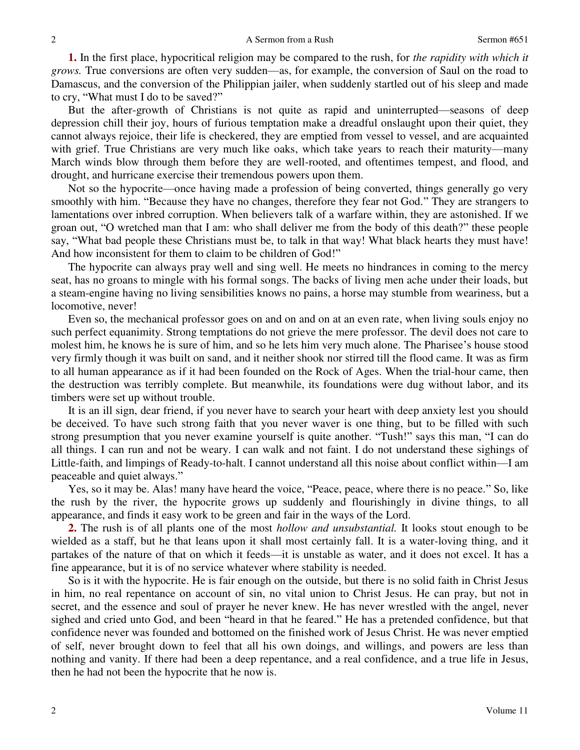**1.** In the first place, hypocritical religion may be compared to the rush, for *the rapidity with which it grows.* True conversions are often very sudden—as, for example, the conversion of Saul on the road to Damascus, and the conversion of the Philippian jailer, when suddenly startled out of his sleep and made to cry, "What must I do to be saved?"

But the after-growth of Christians is not quite as rapid and uninterrupted—seasons of deep depression chill their joy, hours of furious temptation make a dreadful onslaught upon their quiet, they cannot always rejoice, their life is checkered, they are emptied from vessel to vessel, and are acquainted with grief. True Christians are very much like oaks, which take years to reach their maturity—many March winds blow through them before they are well-rooted, and oftentimes tempest, and flood, and drought, and hurricane exercise their tremendous powers upon them.

Not so the hypocrite—once having made a profession of being converted, things generally go very smoothly with him. "Because they have no changes, therefore they fear not God." They are strangers to lamentations over inbred corruption. When believers talk of a warfare within, they are astonished. If we groan out, "O wretched man that I am: who shall deliver me from the body of this death?" these people say, "What bad people these Christians must be, to talk in that way! What black hearts they must have! And how inconsistent for them to claim to be children of God!"

The hypocrite can always pray well and sing well. He meets no hindrances in coming to the mercy seat, has no groans to mingle with his formal songs. The backs of living men ache under their loads, but a steam-engine having no living sensibilities knows no pains, a horse may stumble from weariness, but a locomotive, never!

Even so, the mechanical professor goes on and on and on at an even rate, when living souls enjoy no such perfect equanimity. Strong temptations do not grieve the mere professor. The devil does not care to molest him, he knows he is sure of him, and so he lets him very much alone. The Pharisee's house stood very firmly though it was built on sand, and it neither shook nor stirred till the flood came. It was as firm to all human appearance as if it had been founded on the Rock of Ages. When the trial-hour came, then the destruction was terribly complete. But meanwhile, its foundations were dug without labor, and its timbers were set up without trouble.

It is an ill sign, dear friend, if you never have to search your heart with deep anxiety lest you should be deceived. To have such strong faith that you never waver is one thing, but to be filled with such strong presumption that you never examine yourself is quite another. "Tush!" says this man, "I can do all things. I can run and not be weary. I can walk and not faint. I do not understand these sighings of Little-faith, and limpings of Ready-to-halt. I cannot understand all this noise about conflict within—I am peaceable and quiet always."

Yes, so it may be. Alas! many have heard the voice, "Peace, peace, where there is no peace." So, like the rush by the river, the hypocrite grows up suddenly and flourishingly in divine things, to all appearance, and finds it easy work to be green and fair in the ways of the Lord.

**2.** The rush is of all plants one of the most *hollow and unsubstantial.* It looks stout enough to be wielded as a staff, but he that leans upon it shall most certainly fall. It is a water-loving thing, and it partakes of the nature of that on which it feeds—it is unstable as water, and it does not excel. It has a fine appearance, but it is of no service whatever where stability is needed.

So is it with the hypocrite. He is fair enough on the outside, but there is no solid faith in Christ Jesus in him, no real repentance on account of sin, no vital union to Christ Jesus. He can pray, but not in secret, and the essence and soul of prayer he never knew. He has never wrestled with the angel, never sighed and cried unto God, and been "heard in that he feared." He has a pretended confidence, but that confidence never was founded and bottomed on the finished work of Jesus Christ. He was never emptied of self, never brought down to feel that all his own doings, and willings, and powers are less than nothing and vanity. If there had been a deep repentance, and a real confidence, and a true life in Jesus, then he had not been the hypocrite that he now is.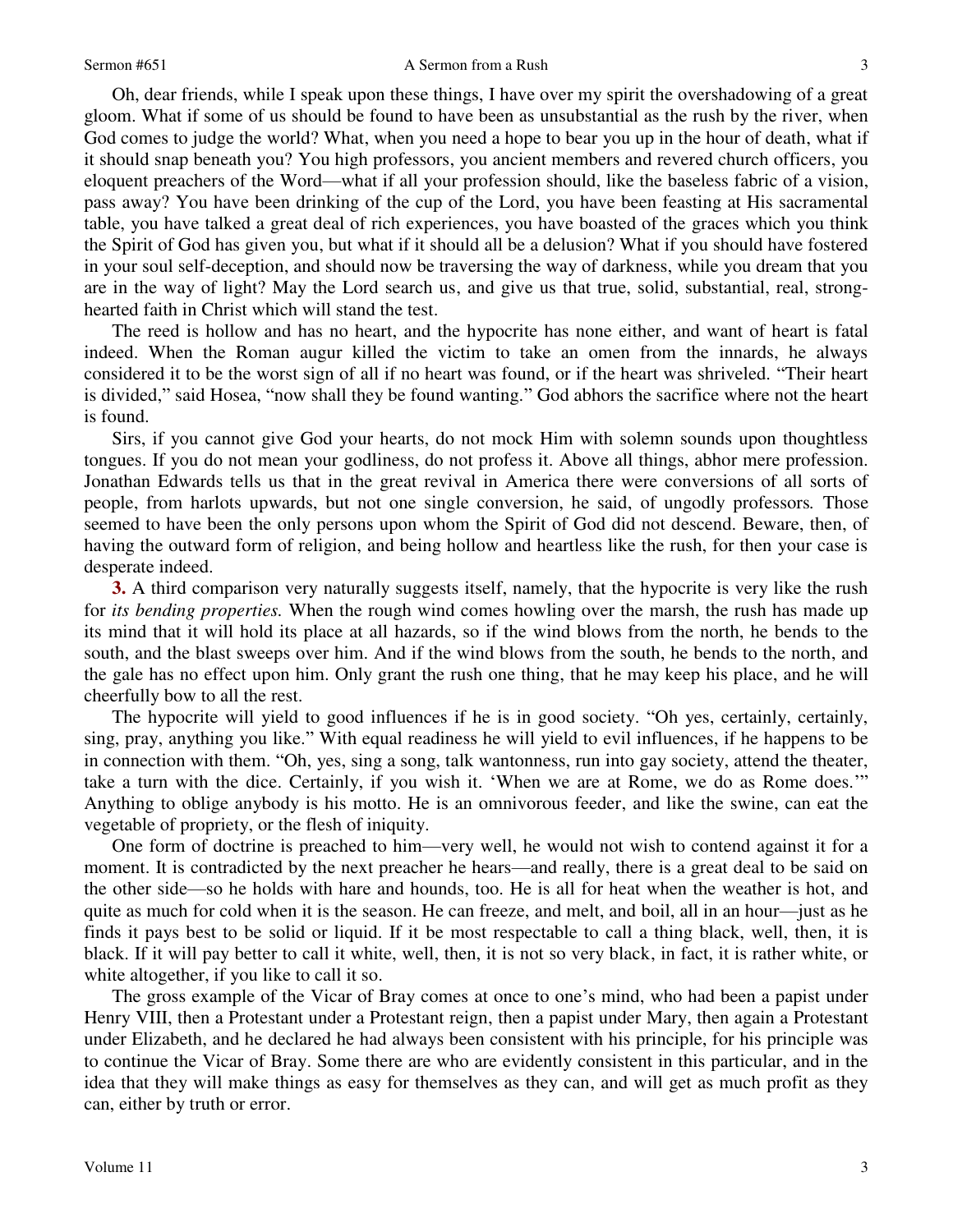Oh, dear friends, while I speak upon these things, I have over my spirit the overshadowing of a great gloom. What if some of us should be found to have been as unsubstantial as the rush by the river, when God comes to judge the world? What, when you need a hope to bear you up in the hour of death, what if it should snap beneath you? You high professors, you ancient members and revered church officers, you eloquent preachers of the Word—what if all your profession should, like the baseless fabric of a vision, pass away? You have been drinking of the cup of the Lord, you have been feasting at His sacramental table, you have talked a great deal of rich experiences, you have boasted of the graces which you think the Spirit of God has given you, but what if it should all be a delusion? What if you should have fostered in your soul self-deception, and should now be traversing the way of darkness, while you dream that you are in the way of light? May the Lord search us, and give us that true, solid, substantial, real, strong-hearted faith in Christ which will stand the test.

The reed is hollow and has no heart, and the hypocrite has none either, and want of heart is fatal indeed. When the Roman augur killed the victim to take an omen from the innards, he always considered it to be the worst sign of all if no heart was found, or if the heart was shriveled. "Their heart is divided," said Hosea, "now shall they be found wanting." God abhors the sacrifice where not the heart is found.

Sirs, if you cannot give God your hearts, do not mock Him with solemn sounds upon thoughtless tongues. If you do not mean your godliness, do not profess it. Above all things, abhor mere profession. Jonathan Edwards tells us that in the great revival in America there were conversions of all sorts of people, from harlots upwards, but not one single conversion, he said, of ungodly professors*.* Those seemed to have been the only persons upon whom the Spirit of God did not descend. Beware, then, of having the outward form of religion, and being hollow and heartless like the rush, for then your case is desperate indeed.

**3.** A third comparison very naturally suggests itself, namely, that the hypocrite is very like the rush for *its bending properties.* When the rough wind comes howling over the marsh, the rush has made up its mind that it will hold its place at all hazards, so if the wind blows from the north, he bends to the south, and the blast sweeps over him. And if the wind blows from the south, he bends to the north, and the gale has no effect upon him. Only grant the rush one thing, that he may keep his place, and he will cheerfully bow to all the rest.

The hypocrite will yield to good influences if he is in good society. "Oh yes, certainly, certainly, sing, pray, anything you like." With equal readiness he will yield to evil influences, if he happens to be in connection with them. "Oh, yes, sing a song, talk wantonness, run into gay society, attend the theater, take a turn with the dice. Certainly, if you wish it. 'When we are at Rome, we do as Rome does.'" Anything to oblige anybody is his motto. He is an omnivorous feeder, and like the swine, can eat the vegetable of propriety, or the flesh of iniquity.

One form of doctrine is preached to him—very well, he would not wish to contend against it for a moment. It is contradicted by the next preacher he hears—and really, there is a great deal to be said on the other side—so he holds with hare and hounds, too. He is all for heat when the weather is hot, and quite as much for cold when it is the season. He can freeze, and melt, and boil, all in an hour—just as he finds it pays best to be solid or liquid. If it be most respectable to call a thing black, well, then, it is black. If it will pay better to call it white, well, then, it is not so very black, in fact, it is rather white, or white altogether, if you like to call it so.

The gross example of the Vicar of Bray comes at once to one's mind, who had been a papist under Henry VIII, then a Protestant under a Protestant reign, then a papist under Mary, then again a Protestant under Elizabeth, and he declared he had always been consistent with his principle, for his principle was to continue the Vicar of Bray. Some there are who are evidently consistent in this particular, and in the idea that they will make things as easy for themselves as they can, and will get as much profit as they can, either by truth or error.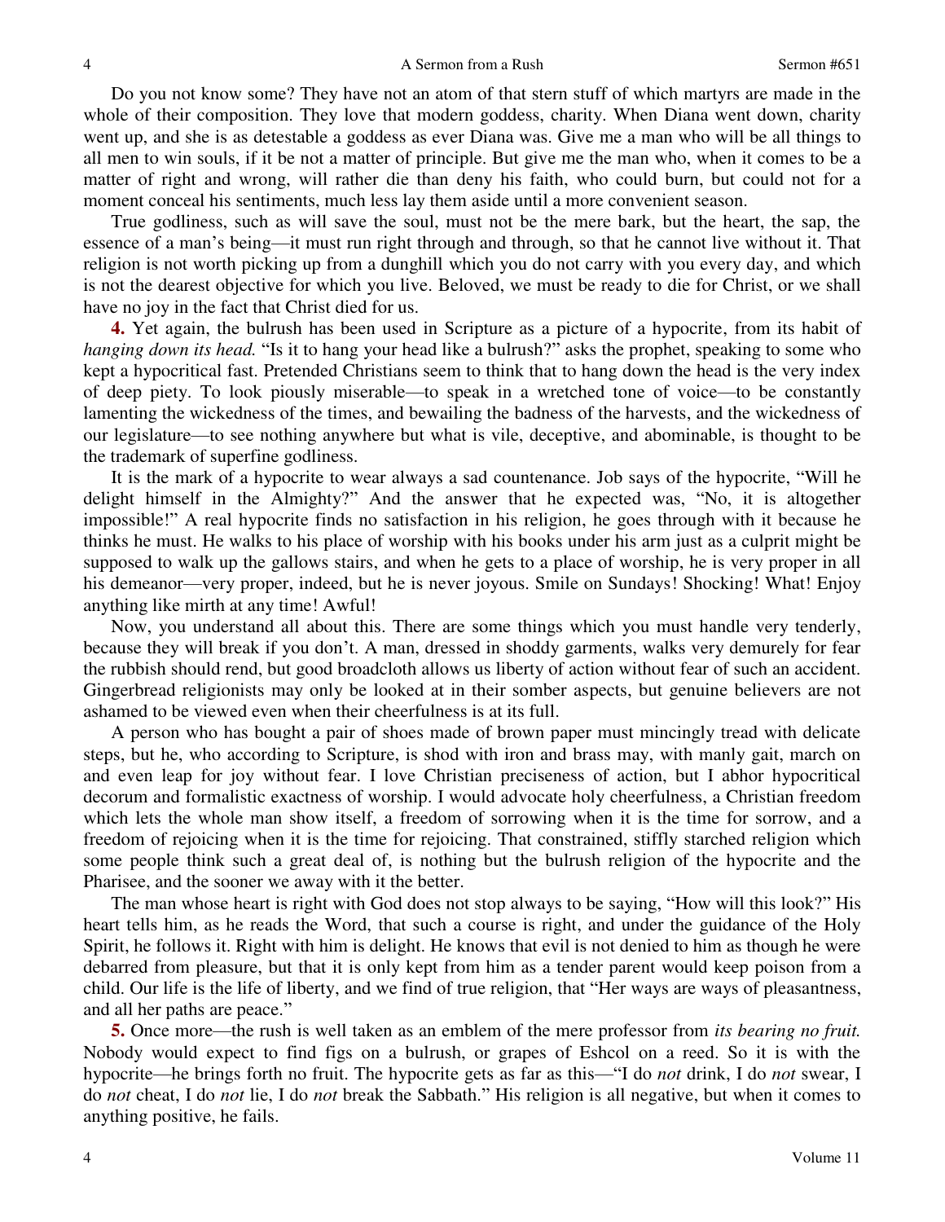Do you not know some? They have not an atom of that stern stuff of which martyrs are made in the whole of their composition. They love that modern goddess, charity. When Diana went down, charity went up, and she is as detestable a goddess as ever Diana was. Give me a man who will be all things to all men to win souls, if it be not a matter of principle. But give me the man who, when it comes to be a matter of right and wrong, will rather die than deny his faith, who could burn, but could not for a moment conceal his sentiments, much less lay them aside until a more convenient season.

True godliness, such as will save the soul, must not be the mere bark, but the heart, the sap, the essence of a man's being—it must run right through and through, so that he cannot live without it. That religion is not worth picking up from a dunghill which you do not carry with you every day, and which is not the dearest objective for which you live. Beloved, we must be ready to die for Christ, or we shall have no joy in the fact that Christ died for us.

**4.** Yet again, the bulrush has been used in Scripture as a picture of a hypocrite, from its habit of *hanging down its head.* "Is it to hang your head like a bulrush?" asks the prophet, speaking to some who kept a hypocritical fast. Pretended Christians seem to think that to hang down the head is the very index of deep piety. To look piously miserable—to speak in a wretched tone of voice—to be constantly lamenting the wickedness of the times, and bewailing the badness of the harvests, and the wickedness of our legislature—to see nothing anywhere but what is vile, deceptive, and abominable, is thought to be the trademark of superfine godliness.

It is the mark of a hypocrite to wear always a sad countenance. Job says of the hypocrite, "Will he delight himself in the Almighty?" And the answer that he expected was, "No, it is altogether impossible!" A real hypocrite finds no satisfaction in his religion, he goes through with it because he thinks he must. He walks to his place of worship with his books under his arm just as a culprit might be supposed to walk up the gallows stairs, and when he gets to a place of worship, he is very proper in all his demeanor—very proper, indeed, but he is never joyous. Smile on Sundays! Shocking! What! Enjoy anything like mirth at any time! Awful!

Now, you understand all about this. There are some things which you must handle very tenderly, because they will break if you don't. A man, dressed in shoddy garments, walks very demurely for fear the rubbish should rend, but good broadcloth allows us liberty of action without fear of such an accident. Gingerbread religionists may only be looked at in their somber aspects, but genuine believers are not ashamed to be viewed even when their cheerfulness is at its full.

A person who has bought a pair of shoes made of brown paper must mincingly tread with delicate steps, but he, who according to Scripture, is shod with iron and brass may, with manly gait, march on and even leap for joy without fear. I love Christian preciseness of action, but I abhor hypocritical decorum and formalistic exactness of worship. I would advocate holy cheerfulness, a Christian freedom which lets the whole man show itself, a freedom of sorrowing when it is the time for sorrow, and a freedom of rejoicing when it is the time for rejoicing. That constrained, stiffly starched religion which some people think such a great deal of, is nothing but the bulrush religion of the hypocrite and the Pharisee, and the sooner we away with it the better.

The man whose heart is right with God does not stop always to be saying, "How will this look?" His heart tells him, as he reads the Word, that such a course is right, and under the guidance of the Holy Spirit, he follows it. Right with him is delight. He knows that evil is not denied to him as though he were debarred from pleasure, but that it is only kept from him as a tender parent would keep poison from a child. Our life is the life of liberty, and we find of true religion, that "Her ways are ways of pleasantness, and all her paths are peace."

**5.** Once more—the rush is well taken as an emblem of the mere professor from *its bearing no fruit.* Nobody would expect to find figs on a bulrush, or grapes of Eshcol on a reed. So it is with the hypocrite—he brings forth no fruit. The hypocrite gets as far as this—"I do *not* drink, I do *not* swear, I do *not* cheat, I do *not* lie, I do *not* break the Sabbath." His religion is all negative, but when it comes to anything positive, he fails.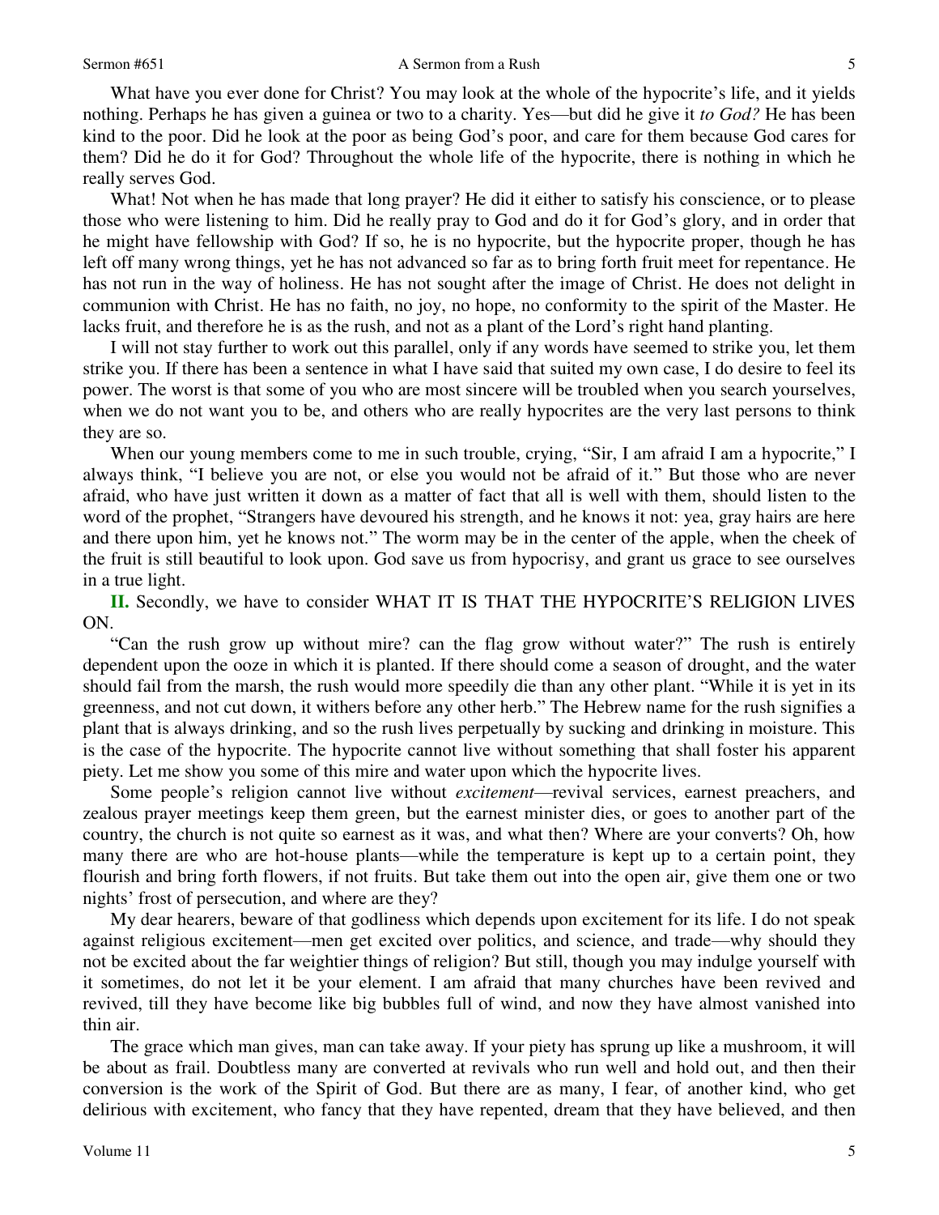What have you ever done for Christ? You may look at the whole of the hypocrite's life, and it yields nothing. Perhaps he has given a guinea or two to a charity. Yes—but did he give it *to God?* He has been kind to the poor. Did he look at the poor as being God's poor, and care for them because God cares for them? Did he do it for God? Throughout the whole life of the hypocrite, there is nothing in which he really serves God.

What! Not when he has made that long prayer? He did it either to satisfy his conscience, or to please those who were listening to him. Did he really pray to God and do it for God's glory, and in order that he might have fellowship with God? If so, he is no hypocrite, but the hypocrite proper, though he has left off many wrong things, yet he has not advanced so far as to bring forth fruit meet for repentance. He has not run in the way of holiness. He has not sought after the image of Christ. He does not delight in communion with Christ. He has no faith, no joy, no hope, no conformity to the spirit of the Master. He lacks fruit, and therefore he is as the rush, and not as a plant of the Lord's right hand planting.

I will not stay further to work out this parallel, only if any words have seemed to strike you, let them strike you. If there has been a sentence in what I have said that suited my own case, I do desire to feel its power. The worst is that some of you who are most sincere will be troubled when you search yourselves, when we do not want you to be, and others who are really hypocrites are the very last persons to think they are so.

When our young members come to me in such trouble, crying, "Sir, I am afraid I am a hypocrite," I always think, "I believe you are not, or else you would not be afraid of it." But those who are never afraid, who have just written it down as a matter of fact that all is well with them, should listen to the word of the prophet, "Strangers have devoured his strength, and he knows it not: yea, gray hairs are here and there upon him, yet he knows not." The worm may be in the center of the apple, when the cheek of the fruit is still beautiful to look upon. God save us from hypocrisy, and grant us grace to see ourselves in a true light.

**II.** Secondly, we have to consider WHAT IT IS THAT THE HYPOCRITE'S RELIGION LIVES ON.

"Can the rush grow up without mire? can the flag grow without water?" The rush is entirely dependent upon the ooze in which it is planted. If there should come a season of drought, and the water should fail from the marsh, the rush would more speedily die than any other plant. "While it is yet in its greenness, and not cut down, it withers before any other herb." The Hebrew name for the rush signifies a plant that is always drinking, and so the rush lives perpetually by sucking and drinking in moisture. This is the case of the hypocrite. The hypocrite cannot live without something that shall foster his apparent piety. Let me show you some of this mire and water upon which the hypocrite lives.

Some people's religion cannot live without *excitement*—revival services, earnest preachers, and zealous prayer meetings keep them green, but the earnest minister dies, or goes to another part of the country, the church is not quite so earnest as it was, and what then? Where are your converts? Oh, how many there are who are hot-house plants—while the temperature is kept up to a certain point, they flourish and bring forth flowers, if not fruits. But take them out into the open air, give them one or two nights' frost of persecution, and where are they?

My dear hearers, beware of that godliness which depends upon excitement for its life. I do not speak against religious excitement—men get excited over politics, and science, and trade—why should they not be excited about the far weightier things of religion? But still, though you may indulge yourself with it sometimes, do not let it be your element. I am afraid that many churches have been revived and revived, till they have become like big bubbles full of wind, and now they have almost vanished into thin air.

The grace which man gives, man can take away. If your piety has sprung up like a mushroom, it will be about as frail. Doubtless many are converted at revivals who run well and hold out, and then their conversion is the work of the Spirit of God. But there are as many, I fear, of another kind, who get delirious with excitement, who fancy that they have repented, dream that they have believed, and then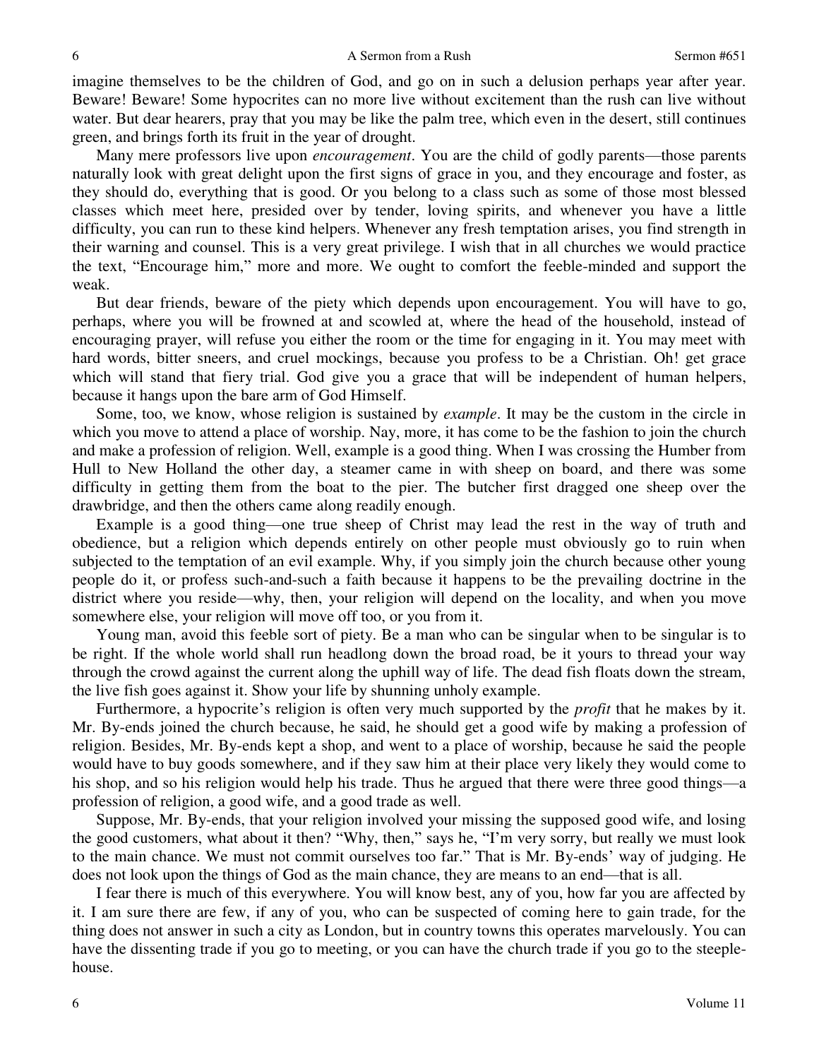imagine themselves to be the children of God, and go on in such a delusion perhaps year after year. Beware! Beware! Some hypocrites can no more live without excitement than the rush can live without water. But dear hearers, pray that you may be like the palm tree, which even in the desert, still continues green, and brings forth its fruit in the year of drought.

Many mere professors live upon *encouragement*. You are the child of godly parents—those parents naturally look with great delight upon the first signs of grace in you, and they encourage and foster, as they should do, everything that is good. Or you belong to a class such as some of those most blessed classes which meet here, presided over by tender, loving spirits, and whenever you have a little difficulty, you can run to these kind helpers. Whenever any fresh temptation arises, you find strength in their warning and counsel. This is a very great privilege. I wish that in all churches we would practice the text, "Encourage him," more and more. We ought to comfort the feeble-minded and support the weak.

But dear friends, beware of the piety which depends upon encouragement. You will have to go, perhaps, where you will be frowned at and scowled at, where the head of the household, instead of encouraging prayer, will refuse you either the room or the time for engaging in it. You may meet with hard words, bitter sneers, and cruel mockings, because you profess to be a Christian. Oh! get grace which will stand that fiery trial. God give you a grace that will be independent of human helpers, because it hangs upon the bare arm of God Himself.

Some, too, we know, whose religion is sustained by *example*. It may be the custom in the circle in which you move to attend a place of worship. Nay, more, it has come to be the fashion to join the church and make a profession of religion. Well, example is a good thing. When I was crossing the Humber from Hull to New Holland the other day, a steamer came in with sheep on board, and there was some difficulty in getting them from the boat to the pier. The butcher first dragged one sheep over the drawbridge, and then the others came along readily enough.

Example is a good thing—one true sheep of Christ may lead the rest in the way of truth and obedience, but a religion which depends entirely on other people must obviously go to ruin when subjected to the temptation of an evil example. Why, if you simply join the church because other young people do it, or profess such-and-such a faith because it happens to be the prevailing doctrine in the district where you reside—why, then, your religion will depend on the locality, and when you move somewhere else, your religion will move off too, or you from it.

Young man, avoid this feeble sort of piety. Be a man who can be singular when to be singular is to be right. If the whole world shall run headlong down the broad road, be it yours to thread your way through the crowd against the current along the uphill way of life. The dead fish floats down the stream, the live fish goes against it. Show your life by shunning unholy example.

Furthermore, a hypocrite's religion is often very much supported by the *profit* that he makes by it. Mr. By-ends joined the church because, he said, he should get a good wife by making a profession of religion. Besides, Mr. By-ends kept a shop, and went to a place of worship, because he said the people would have to buy goods somewhere, and if they saw him at their place very likely they would come to his shop, and so his religion would help his trade. Thus he argued that there were three good things—a profession of religion, a good wife, and a good trade as well.

Suppose, Mr. By-ends, that your religion involved your missing the supposed good wife, and losing the good customers, what about it then? "Why, then," says he, "I'm very sorry, but really we must look to the main chance. We must not commit ourselves too far." That is Mr. By-ends' way of judging. He does not look upon the things of God as the main chance, they are means to an end—that is all.

I fear there is much of this everywhere. You will know best, any of you, how far you are affected by it. I am sure there are few, if any of you, who can be suspected of coming here to gain trade, for the thing does not answer in such a city as London, but in country towns this operates marvelously. You can have the dissenting trade if you go to meeting, or you can have the church trade if you go to the steeple-house.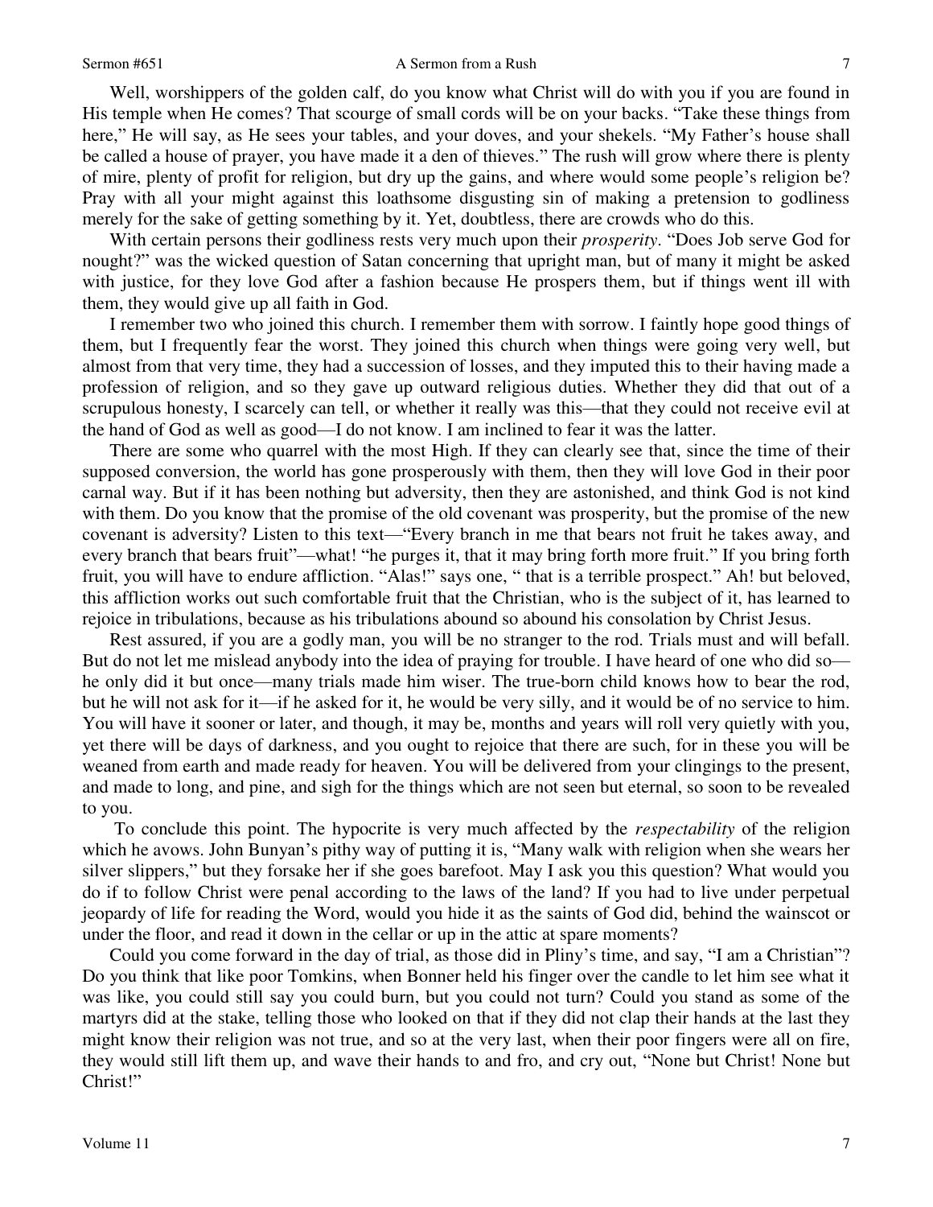Well, worshippers of the golden calf, do you know what Christ will do with you if you are found in His temple when He comes? That scourge of small cords will be on your backs. "Take these things from here," He will say, as He sees your tables, and your doves, and your shekels. "My Father's house shall be called a house of prayer, you have made it a den of thieves." The rush will grow where there is plenty of mire, plenty of profit for religion, but dry up the gains, and where would some people's religion be? Pray with all your might against this loathsome disgusting sin of making a pretension to godliness merely for the sake of getting something by it. Yet, doubtless, there are crowds who do this.

With certain persons their godliness rests very much upon their *prosperity*. "Does Job serve God for nought?" was the wicked question of Satan concerning that upright man, but of many it might be asked with justice, for they love God after a fashion because He prospers them, but if things went ill with them, they would give up all faith in God.

I remember two who joined this church. I remember them with sorrow. I faintly hope good things of them, but I frequently fear the worst. They joined this church when things were going very well, but almost from that very time, they had a succession of losses, and they imputed this to their having made a profession of religion, and so they gave up outward religious duties. Whether they did that out of a scrupulous honesty, I scarcely can tell, or whether it really was this—that they could not receive evil at the hand of God as well as good—I do not know. I am inclined to fear it was the latter.

There are some who quarrel with the most High. If they can clearly see that, since the time of their supposed conversion, the world has gone prosperously with them, then they will love God in their poor carnal way. But if it has been nothing but adversity, then they are astonished, and think God is not kind with them. Do you know that the promise of the old covenant was prosperity, but the promise of the new covenant is adversity? Listen to this text—"Every branch in me that bears not fruit he takes away, and every branch that bears fruit"—what! "he purges it, that it may bring forth more fruit." If you bring forth fruit, you will have to endure affliction. "Alas!" says one, " that is a terrible prospect." Ah! but beloved, this affliction works out such comfortable fruit that the Christian, who is the subject of it, has learned to rejoice in tribulations, because as his tribulations abound so abound his consolation by Christ Jesus.

Rest assured, if you are a godly man, you will be no stranger to the rod. Trials must and will befall. But do not let me mislead anybody into the idea of praying for trouble. I have heard of one who did so—he only did it but once—many trials made him wiser. The true-born child knows how to bear the rod, but he will not ask for it—if he asked for it, he would be very silly, and it would be of no service to him. You will have it sooner or later, and though, it may be, months and years will roll very quietly with you, yet there will be days of darkness, and you ought to rejoice that there are such, for in these you will be weaned from earth and made ready for heaven. You will be delivered from your clingings to the present, and made to long, and pine, and sigh for the things which are not seen but eternal, so soon to be revealed to you.

To conclude this point. The hypocrite is very much affected by the *respectability* of the religion which he avows. John Bunyan's pithy way of putting it is, "Many walk with religion when she wears her silver slippers," but they forsake her if she goes barefoot. May I ask you this question? What would you do if to follow Christ were penal according to the laws of the land? If you had to live under perpetual jeopardy of life for reading the Word, would you hide it as the saints of God did, behind the wainscot or under the floor, and read it down in the cellar or up in the attic at spare moments?

Could you come forward in the day of trial, as those did in Pliny's time, and say, "I am a Christian"? Do you think that like poor Tomkins, when Bonner held his finger over the candle to let him see what it was like, you could still say you could burn, but you could not turn? Could you stand as some of the martyrs did at the stake, telling those who looked on that if they did not clap their hands at the last they might know their religion was not true, and so at the very last, when their poor fingers were all on fire, they would still lift them up, and wave their hands to and fro, and cry out, "None but Christ! None but Christ!"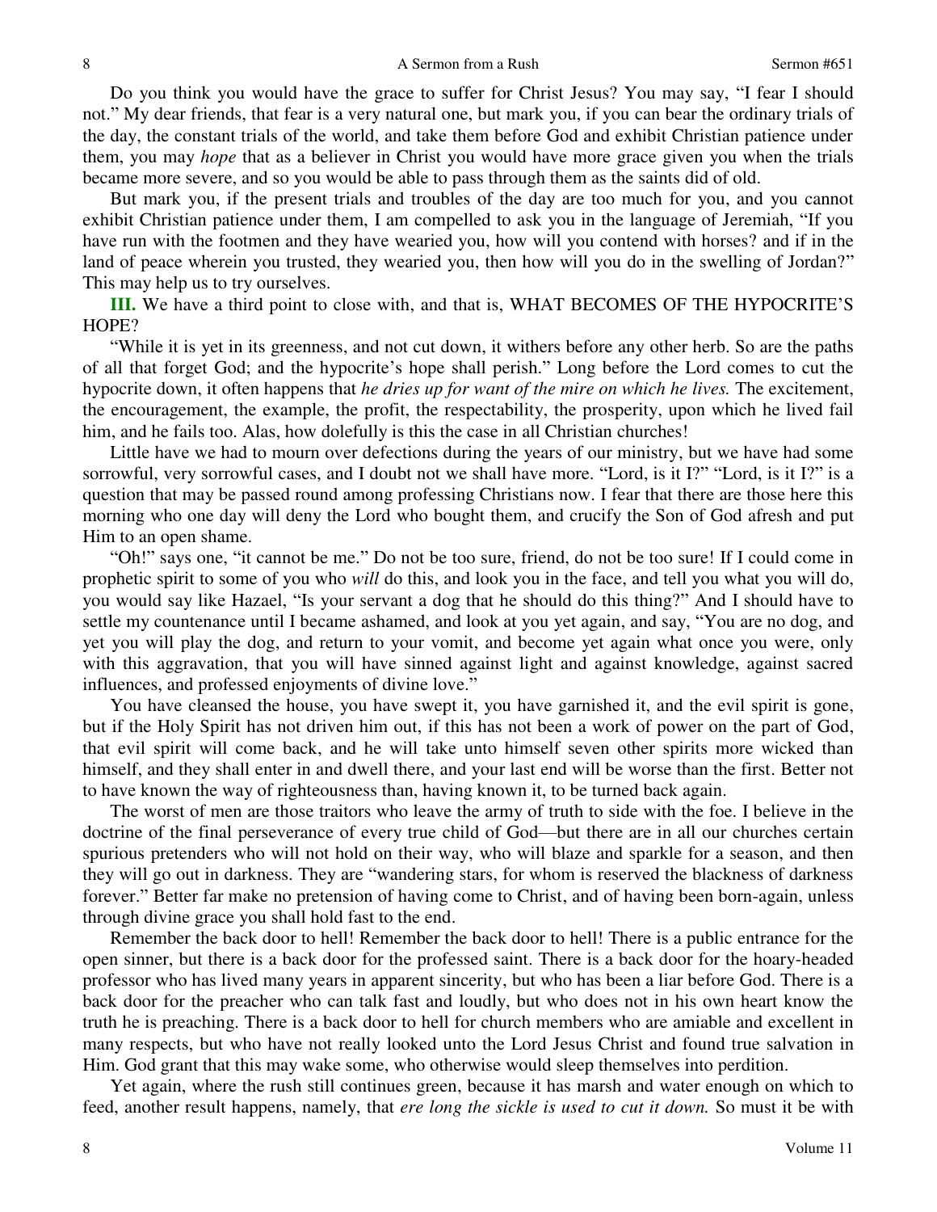Do you think you would have the grace to suffer for Christ Jesus? You may say, "I fear I should not." My dear friends, that fear is a very natural one, but mark you, if you can bear the ordinary trials of the day, the constant trials of the world, and take them before God and exhibit Christian patience under them, you may *hope* that as a believer in Christ you would have more grace given you when the trials became more severe, and so you would be able to pass through them as the saints did of old.

But mark you, if the present trials and troubles of the day are too much for you, and you cannot exhibit Christian patience under them, I am compelled to ask you in the language of Jeremiah, "If you have run with the footmen and they have wearied you, how will you contend with horses? and if in the land of peace wherein you trusted, they wearied you, then how will you do in the swelling of Jordan?" This may help us to try ourselves.

**III.** We have a third point to close with, and that is, WHAT BECOMES OF THE HYPOCRITE'S HOPE?

"While it is yet in its greenness, and not cut down, it withers before any other herb. So are the paths of all that forget God; and the hypocrite's hope shall perish." Long before the Lord comes to cut the hypocrite down, it often happens that *he dries up for want of the mire on which he lives.* The excitement, the encouragement, the example, the profit, the respectability, the prosperity, upon which he lived fail him, and he fails too. Alas, how dolefully is this the case in all Christian churches!

Little have we had to mourn over defections during the years of our ministry, but we have had some sorrowful, very sorrowful cases, and I doubt not we shall have more. "Lord, is it I?" "Lord, is it I?" is a question that may be passed round among professing Christians now. I fear that there are those here this morning who one day will deny the Lord who bought them, and crucify the Son of God afresh and put Him to an open shame.

"Oh!" says one, "it cannot be me." Do not be too sure, friend, do not be too sure! If I could come in prophetic spirit to some of you who *will* do this, and look you in the face, and tell you what you will do, you would say like Hazael, "Is your servant a dog that he should do this thing?" And I should have to settle my countenance until I became ashamed, and look at you yet again, and say, "You are no dog, and yet you will play the dog, and return to your vomit, and become yet again what once you were, only with this aggravation, that you will have sinned against light and against knowledge, against sacred influences, and professed enjoyments of divine love."

You have cleansed the house, you have swept it, you have garnished it, and the evil spirit is gone, but if the Holy Spirit has not driven him out, if this has not been a work of power on the part of God, that evil spirit will come back, and he will take unto himself seven other spirits more wicked than himself, and they shall enter in and dwell there, and your last end will be worse than the first. Better not to have known the way of righteousness than, having known it, to be turned back again.

The worst of men are those traitors who leave the army of truth to side with the foe. I believe in the doctrine of the final perseverance of every true child of God—but there are in all our churches certain spurious pretenders who will not hold on their way, who will blaze and sparkle for a season, and then they will go out in darkness. They are "wandering stars, for whom is reserved the blackness of darkness forever." Better far make no pretension of having come to Christ, and of having been born-again, unless through divine grace you shall hold fast to the end.

Remember the back door to hell! Remember the back door to hell! There is a public entrance for the open sinner, but there is a back door for the professed saint. There is a back door for the hoary-headed professor who has lived many years in apparent sincerity, but who has been a liar before God. There is a back door for the preacher who can talk fast and loudly, but who does not in his own heart know the truth he is preaching. There is a back door to hell for church members who are amiable and excellent in many respects, but who have not really looked unto the Lord Jesus Christ and found true salvation in Him. God grant that this may wake some, who otherwise would sleep themselves into perdition.

Yet again, where the rush still continues green, because it has marsh and water enough on which to feed, another result happens, namely, that *ere long the sickle is used to cut it down.* So must it be with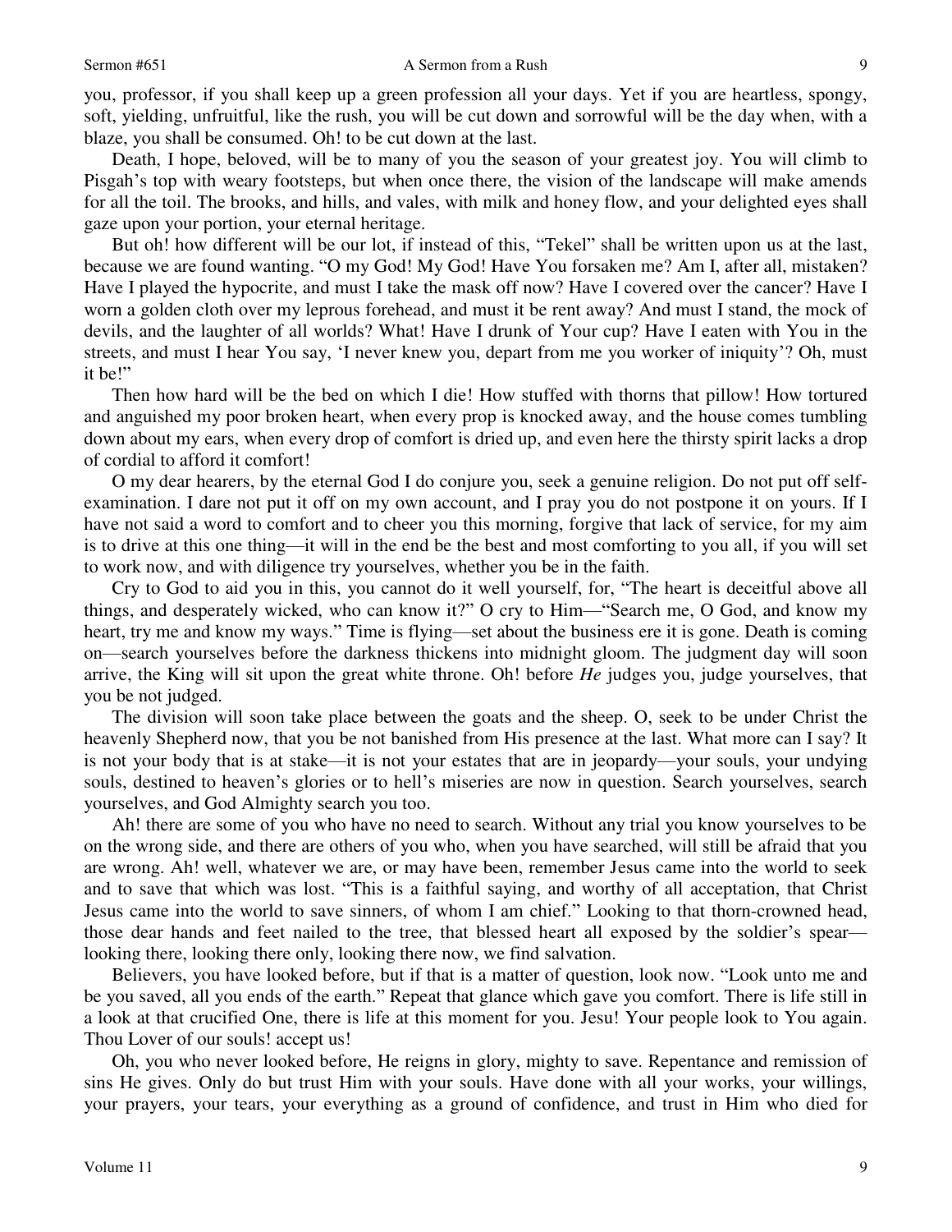you, professor, if you shall keep up a green profession all your days. Yet if you are heartless, spongy, soft, yielding, unfruitful, like the rush, you will be cut down and sorrowful will be the day when, with a blaze, you shall be consumed. Oh! to be cut down at the last.

Death, I hope, beloved, will be to many of you the season of your greatest joy. You will climb to Pisgah's top with weary footsteps, but when once there, the vision of the landscape will make amends for all the toil. The brooks, and hills, and vales, with milk and honey flow, and your delighted eyes shall gaze upon your portion, your eternal heritage.

But oh! how different will be our lot, if instead of this, "Tekel" shall be written upon us at the last, because we are found wanting. "O my God! My God! Have You forsaken me? Am I, after all, mistaken? Have I played the hypocrite, and must I take the mask off now? Have I covered over the cancer? Have I worn a golden cloth over my leprous forehead, and must it be rent away? And must I stand, the mock of devils, and the laughter of all worlds? What! Have I drunk of Your cup? Have I eaten with You in the streets, and must I hear You say, 'I never knew you, depart from me you worker of iniquity'? Oh, must it be!"

Then how hard will be the bed on which I die! How stuffed with thorns that pillow! How tortured and anguished my poor broken heart, when every prop is knocked away, and the house comes tumbling down about my ears, when every drop of comfort is dried up, and even here the thirsty spirit lacks a drop of cordial to afford it comfort!

O my dear hearers, by the eternal God I do conjure you, seek a genuine religion. Do not put off self-examination. I dare not put it off on my own account, and I pray you do not postpone it on yours. If I have not said a word to comfort and to cheer you this morning, forgive that lack of service, for my aim is to drive at this one thing—it will in the end be the best and most comforting to you all, if you will set to work now, and with diligence try yourselves, whether you be in the faith.

Cry to God to aid you in this, you cannot do it well yourself, for, "The heart is deceitful above all things, and desperately wicked, who can know it?" O cry to Him—"Search me, O God, and know my heart, try me and know my ways." Time is flying—set about the business ere it is gone. Death is coming on—search yourselves before the darkness thickens into midnight gloom. The judgment day will soon arrive, the King will sit upon the great white throne. Oh! before *He* judges you, judge yourselves, that you be not judged.

The division will soon take place between the goats and the sheep. O, seek to be under Christ the heavenly Shepherd now, that you be not banished from His presence at the last. What more can I say? It is not your body that is at stake—it is not your estates that are in jeopardy—your souls, your undying souls, destined to heaven's glories or to hell's miseries are now in question. Search yourselves, search yourselves, and God Almighty search you too.

Ah! there are some of you who have no need to search. Without any trial you know yourselves to be on the wrong side, and there are others of you who, when you have searched, will still be afraid that you are wrong. Ah! well, whatever we are, or may have been, remember Jesus came into the world to seek and to save that which was lost. "This is a faithful saying, and worthy of all acceptation, that Christ Jesus came into the world to save sinners, of whom I am chief." Looking to that thorn-crowned head, those dear hands and feet nailed to the tree, that blessed heart all exposed by the soldier's spear—looking there, looking there only, looking there now, we find salvation.

Believers, you have looked before, but if that is a matter of question, look now. "Look unto me and be you saved, all you ends of the earth." Repeat that glance which gave you comfort. There is life still in a look at that crucified One, there is life at this moment for you. Jesu! Your people look to You again. Thou Lover of our souls! accept us!

Oh, you who never looked before, He reigns in glory, mighty to save. Repentance and remission of sins He gives. Only do but trust Him with your souls. Have done with all your works, your willings, your prayers, your tears, your everything as a ground of confidence, and trust in Him who died for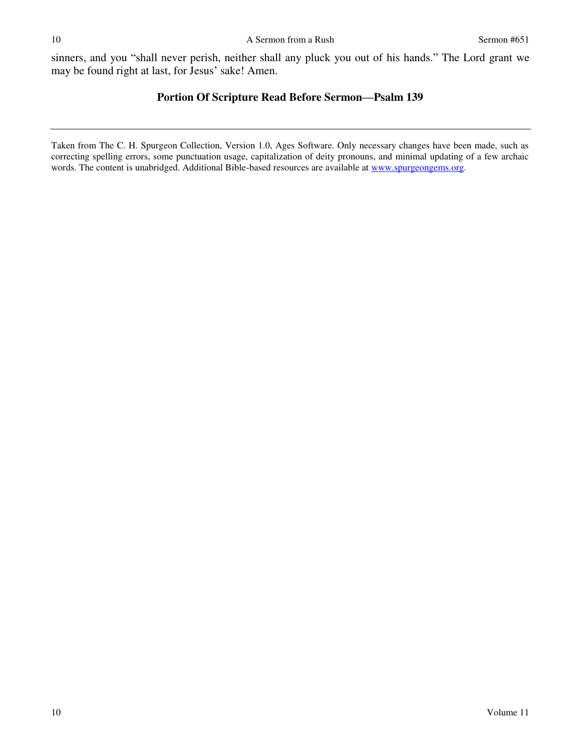sinners, and you "shall never perish, neither shall any pluck you out of his hands." The Lord grant we may be found right at last, for Jesus' sake! Amen.

### Portion Of Scripture Read Before Sermon—Psalm 139

---

Taken from The C. H. Spurgeon Collection, Version 1.0, Ages Software. Only necessary changes have been made, such as correcting spelling errors, some punctuation usage, capitalization of deity pronouns, and minimal updating of a few archaic words. The content is unabridged. Additional Bible-based resources are available at www.spurgeongems.org.